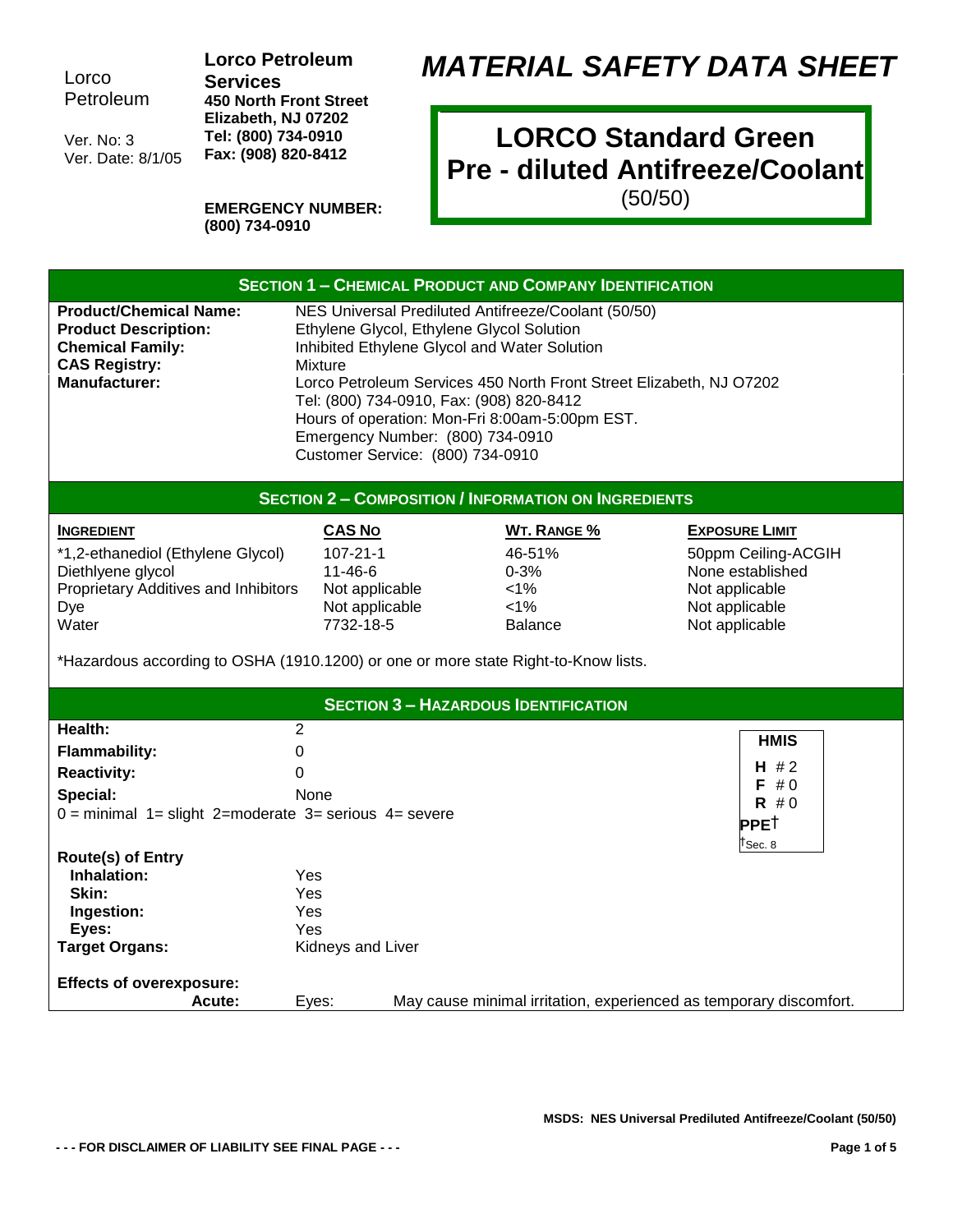Lorco Petroleum

Ver. No: 3
Ver. Date: 8/1/05

**Lorco Petroleum Services**
**450 North Front Street**
**Elizabeth, NJ 07202**
**Tel: (800) 734-0910**
**Fax: (908) 820-8412**

**EMERGENCY NUMBER:**
**(800) 734-0910**

# *MATERIAL SAFETY DATA SHEET*

## LORCO Standard Green Pre - diluted Antifreeze/Coolant
(50/50)

## SECTION 1 – CHEMICAL PRODUCT AND COMPANY IDENTIFICATION

| | |
|---|---|
| **Product/Chemical Name:** | NES Universal Prediluted Antifreeze/Coolant (50/50) |
| **Product Description:** | Ethylene Glycol, Ethylene Glycol Solution |
| **Chemical Family:** | Inhibited Ethylene Glycol and Water Solution |
| **CAS Registry:** | Mixture |
| **Manufacturer:** | Lorco Petroleum Services 450 North Front Street Elizabeth, NJ O7202<br>Tel: (800) 734-0910, Fax: (908) 820-8412<br>Hours of operation: Mon-Fri 8:00am-5:00pm EST.<br>Emergency Number: (800) 734-0910<br>Customer Service: (800) 734-0910 |

## SECTION 2 – COMPOSITION / INFORMATION ON INGREDIENTS

| INGREDIENT | CAS NO | WT. RANGE % | EXPOSURE LIMIT |
|---|---|---|---|
| *1,2-ethanediol (Ethylene Glycol) | 107-21-1 | 46-51% | 50ppm Ceiling-ACGIH |
| Diethylene glycol | 11-46-6 | 0-3% | None established |
| Proprietary Additives and Inhibitors | Not applicable | <1% | Not applicable |
| Dye | Not applicable | <1% | Not applicable |
| Water | 7732-18-5 | Balance | Not applicable |

*Hazardous according to OSHA (1910.1200) or one or more state Right-to-Know lists.

## SECTION 3 – HAZARDOUS IDENTIFICATION

| | |
|---|---|
| **Health:** | 2 |
| **Flammability:** | 0 |
| **Reactivity:** | 0 |
| **Special:** | None |

0 = minimal 1= slight 2=moderate 3= serious 4= severe

**HMIS**
**H** # 2
**F** # 0
**R** # 0
**PPE**† 
†Sec. 8

**Route(s) of Entry**

| | |
|---|---|
| **Inhalation:** | Yes |
| **Skin:** | Yes |
| **Ingestion:** | Yes |
| **Eyes:** | Yes |
| **Target Organs:** | Kidneys and Liver |

**Effects of overexposure:**

**Acute:** Eyes: May cause minimal irritation, experienced as temporary discomfort.

- - - FOR DISCLAIMER OF LIABILITY SEE FINAL PAGE - - -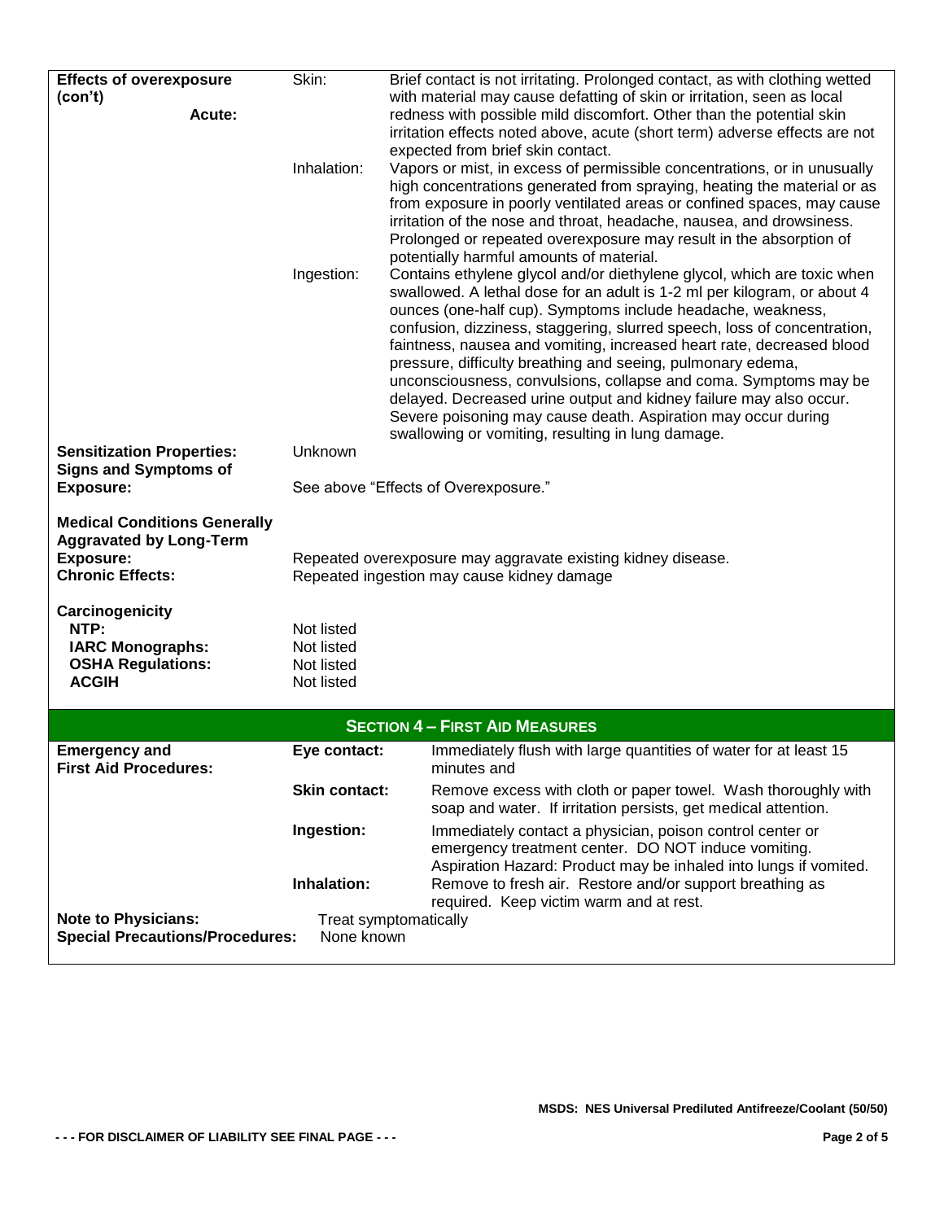| | | |
|---|---|---|
| **Effects of overexposure (con't)** **Acute:** | Skin: | Brief contact is not irritating. Prolonged contact, as with clothing wetted with material may cause defatting of skin or irritation, seen as local redness with possible mild discomfort. Other than the potential skin irritation effects noted above, acute (short term) adverse effects are not expected from brief skin contact. |
| | Inhalation: | Vapors or mist, in excess of permissible concentrations, or in unusually high concentrations generated from spraying, heating the material or as from exposure in poorly ventilated areas or confined spaces, may cause irritation of the nose and throat, headache, nausea, and drowsiness. Prolonged or repeated overexposure may result in the absorption of potentially harmful amounts of material. |
| | Ingestion: | Contains ethylene glycol and/or diethylene glycol, which are toxic when swallowed. A lethal dose for an adult is 1-2 ml per kilogram, or about 4 ounces (one-half cup). Symptoms include headache, weakness, confusion, dizziness, staggering, slurred speech, loss of concentration, faintness, nausea and vomiting, increased heart rate, decreased blood pressure, difficulty breathing and seeing, pulmonary edema, unconsciousness, convulsions, collapse and coma. Symptoms may be delayed. Decreased urine output and kidney failure may also occur. Severe poisoning may cause death. Aspiration may occur during swallowing or vomiting, resulting in lung damage. |
| **Sensitization Properties:** | Unknown | |
| **Signs and Symptoms of Exposure:** | See above "Effects of Overexposure." | |
| **Medical Conditions Generally Aggravated by Long-Term Exposure:** | Repeated overexposure may aggravate existing kidney disease. | |
| **Chronic Effects:** | Repeated ingestion may cause kidney damage | |
| **Carcinogenicity** | | |
| **NTP:** | Not listed | |
| **IARC Monographs:** | Not listed | |
| **OSHA Regulations:** | Not listed | |
| **ACGIH** | Not listed | |

## SECTION 4 – FIRST AID MEASURES

| | | |
|---|---|---|
| **Emergency and First Aid Procedures:** | **Eye contact:** | Immediately flush with large quantities of water for at least 15 minutes and |
| | **Skin contact:** | Remove excess with cloth or paper towel. Wash thoroughly with soap and water. If irritation persists, get medical attention. |
| | **Ingestion:** | Immediately contact a physician, poison control center or emergency treatment center. DO NOT induce vomiting. Aspiration Hazard: Product may be inhaled into lungs if vomited. |
| | **Inhalation:** | Remove to fresh air. Restore and/or support breathing as required. Keep victim warm and at rest. |
| **Note to Physicians:** | Treat symptomatically | |
| **Special Precautions/Procedures:** | None known | |

MSDS: NES Universal Prediluted Antifreeze/Coolant (50/50)

- - - FOR DISCLAIMER OF LIABILITY SEE FINAL PAGE - - -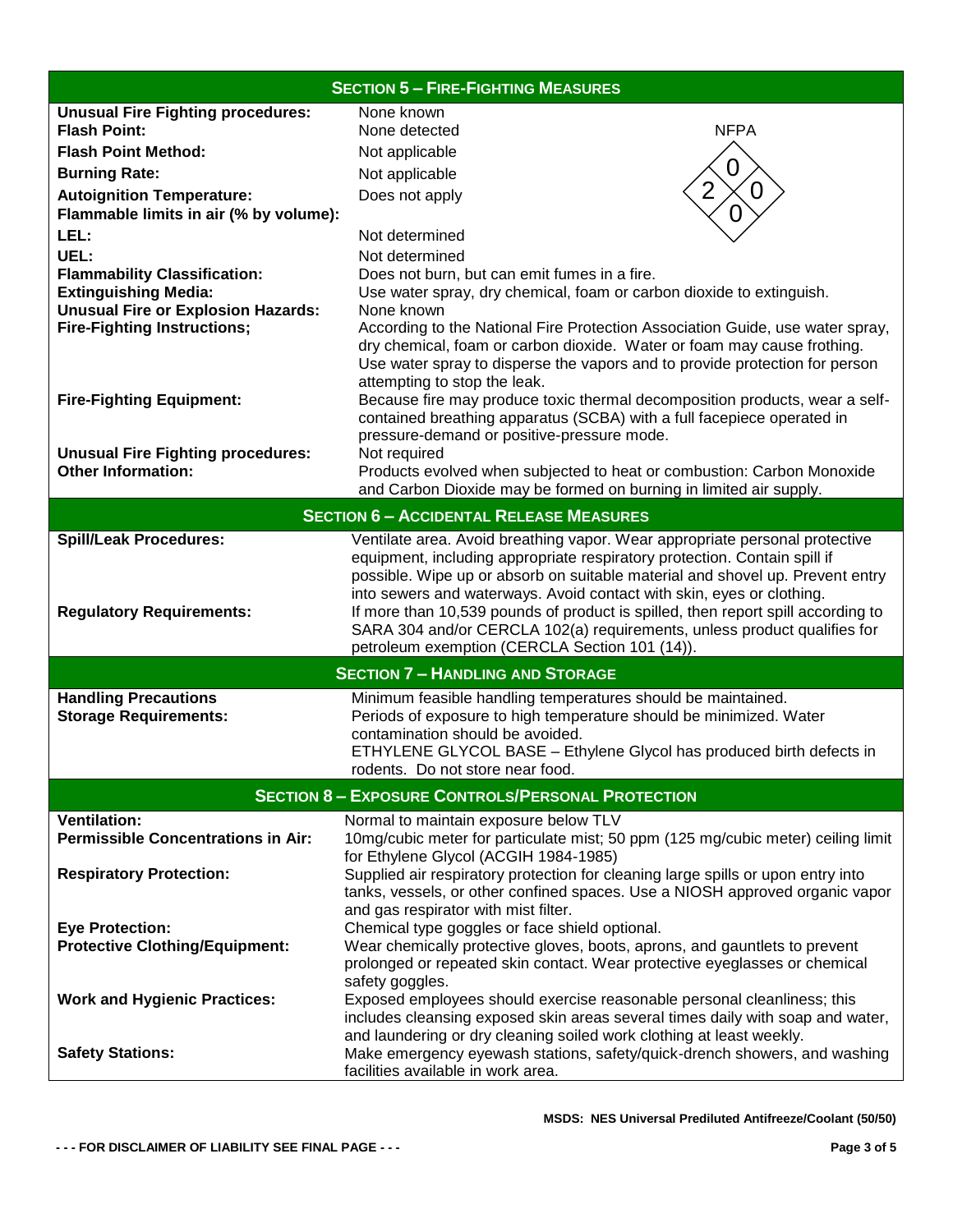## SECTION 5 – FIRE-FIGHTING MEASURES

| | |
|---|---|
| **Unusual Fire Fighting procedures:** | None known |
| **Flash Point:** | None detected |
| **Flash Point Method:** | Not applicable |
| **Burning Rate:** | Not applicable |
| **Autoignition Temperature:** | Does not apply |
| **Flammable limits in air (% by volume):** | |
| **LEL:** | Not determined |
| **UEL:** | Not determined |
| **Flammability Classification:** | Does not burn, but can emit fumes in a fire. |
| **Extinguishing Media:** | Use water spray, dry chemical, foam or carbon dioxide to extinguish. |
| **Unusual Fire or Explosion Hazards:** | None known |
| **Fire-Fighting Instructions;** | According to the National Fire Protection Association Guide, use water spray, dry chemical, foam or carbon dioxide. Water or foam may cause frothing. Use water spray to disperse the vapors and to provide protection for person attempting to stop the leak. |
| **Fire-Fighting Equipment:** | Because fire may produce toxic thermal decomposition products, wear a self-contained breathing apparatus (SCBA) with a full facepiece operated in pressure-demand or positive-pressure mode. |
| **Unusual Fire Fighting procedures:** | Not required |
| **Other Information:** | Products evolved when subjected to heat or combustion: Carbon Monoxide and Carbon Dioxide may be formed on burning in limited air supply. |

NFPA: Flammability 0, Health 2, Reactivity 0, Special 0

## SECTION 6 – ACCIDENTAL RELEASE MEASURES

| | |
|---|---|
| **Spill/Leak Procedures:** | Ventilate area. Avoid breathing vapor. Wear appropriate personal protective equipment, including appropriate respiratory protection. Contain spill if possible. Wipe up or absorb on suitable material and shovel up. Prevent entry into sewers and waterways. Avoid contact with skin, eyes or clothing. |
| **Regulatory Requirements:** | If more than 10,539 pounds of product is spilled, then report spill according to SARA 304 and/or CERCLA 102(a) requirements, unless product qualifies for petroleum exemption (CERCLA Section 101 (14)). |

## SECTION 7 – HANDLING AND STORAGE

| | |
|---|---|
| **Handling Precautions** | Minimum feasible handling temperatures should be maintained. |
| **Storage Requirements:** | Periods of exposure to high temperature should be minimized. Water contamination should be avoided. ETHYLENE GLYCOL BASE – Ethylene Glycol has produced birth defects in rodents. Do not store near food. |

## SECTION 8 – EXPOSURE CONTROLS/PERSONAL PROTECTION

| | |
|---|---|
| **Ventilation:** | Normal to maintain exposure below TLV |
| **Permissible Concentrations in Air:** | 10mg/cubic meter for particulate mist; 50 ppm (125 mg/cubic meter) ceiling limit for Ethylene Glycol (ACGIH 1984-1985) |
| **Respiratory Protection:** | Supplied air respiratory protection for cleaning large spills or upon entry into tanks, vessels, or other confined spaces. Use a NIOSH approved organic vapor and gas respirator with mist filter. |
| **Eye Protection:** | Chemical type goggles or face shield optional. |
| **Protective Clothing/Equipment:** | Wear chemically protective gloves, boots, aprons, and gauntlets to prevent prolonged or repeated skin contact. Wear protective eyeglasses or chemical safety goggles. |
| **Work and Hygienic Practices:** | Exposed employees should exercise reasonable personal cleanliness; this includes cleansing exposed skin areas several times daily with soap and water, and laundering or dry cleaning soiled work clothing at least weekly. |
| **Safety Stations:** | Make emergency eyewash stations, safety/quick-drench showers, and washing facilities available in work area. |

**MSDS: NES Universal Prediluted Antifreeze/Coolant (50/50)**

**- - - FOR DISCLAIMER OF LIABILITY SEE FINAL PAGE - - -**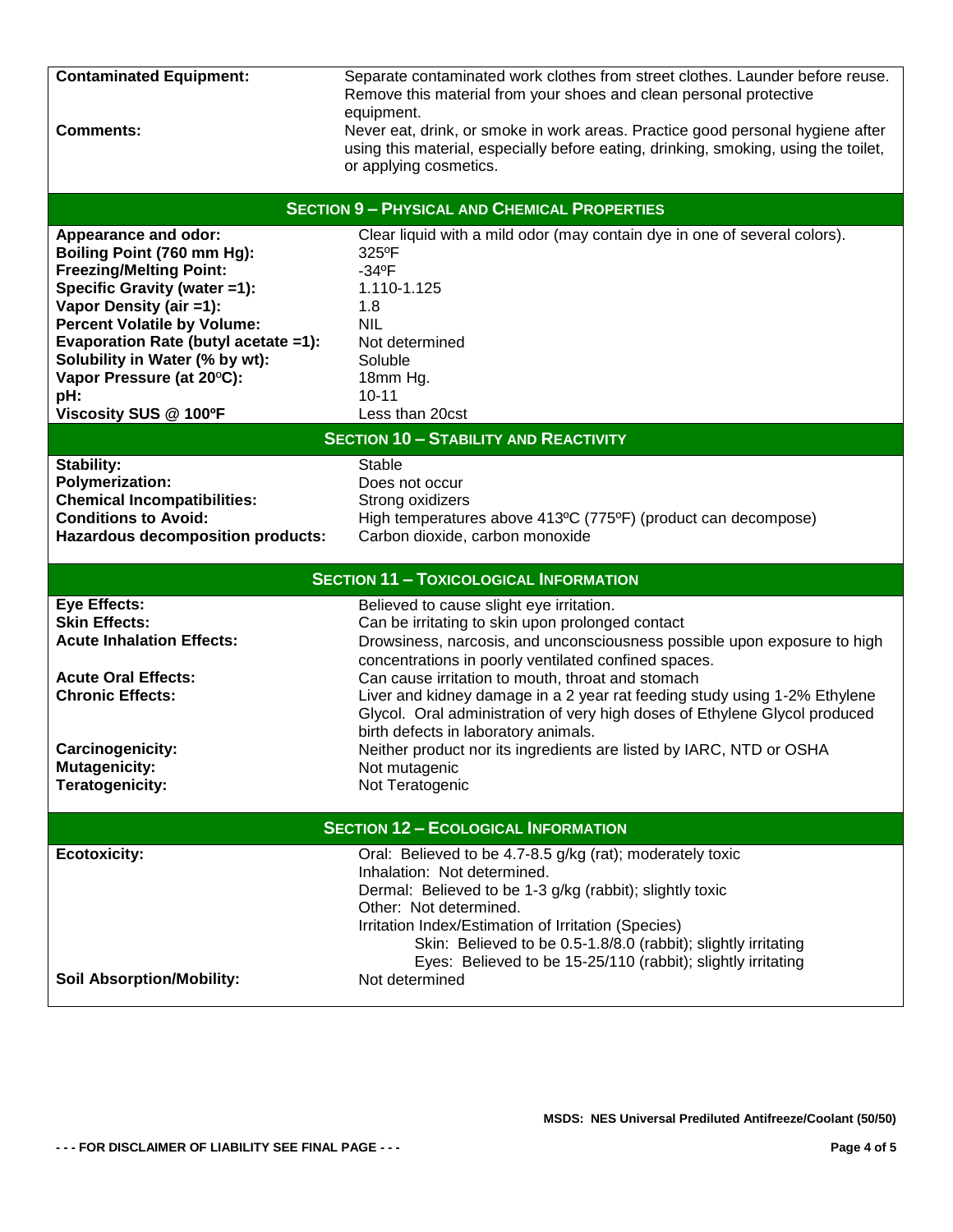| | |
|---|---|
| **Contaminated Equipment:** | Separate contaminated work clothes from street clothes. Launder before reuse. Remove this material from your shoes and clean personal protective equipment. |
| **Comments:** | Never eat, drink, or smoke in work areas. Practice good personal hygiene after using this material, especially before eating, drinking, smoking, using the toilet, or applying cosmetics. |

## SECTION 9 – PHYSICAL AND CHEMICAL PROPERTIES

| | |
|---|---|
| **Appearance and odor:** | Clear liquid with a mild odor (may contain dye in one of several colors). |
| **Boiling Point (760 mm Hg):** | 325ºF |
| **Freezing/Melting Point:** | -34ºF |
| **Specific Gravity (water =1):** | 1.110-1.125 |
| **Vapor Density (air =1):** | 1.8 |
| **Percent Volatile by Volume:** | NIL |
| **Evaporation Rate (butyl acetate =1):** | Not determined |
| **Solubility in Water (% by wt):** | Soluble |
| **Vapor Pressure (at 20ºC):** | 18mm Hg. |
| **pH:** | 10-11 |
| **Viscosity SUS @ 100ºF** | Less than 20cst |

## SECTION 10 – STABILITY AND REACTIVITY

| | |
|---|---|
| **Stability:** | Stable |
| **Polymerization:** | Does not occur |
| **Chemical Incompatibilities:** | Strong oxidizers |
| **Conditions to Avoid:** | High temperatures above 413ºC (775ºF) (product can decompose) |
| **Hazardous decomposition products:** | Carbon dioxide, carbon monoxide |

## SECTION 11 – TOXICOLOGICAL INFORMATION

| | |
|---|---|
| **Eye Effects:** | Believed to cause slight eye irritation. |
| **Skin Effects:** | Can be irritating to skin upon prolonged contact |
| **Acute Inhalation Effects:** | Drowsiness, narcosis, and unconsciousness possible upon exposure to high concentrations in poorly ventilated confined spaces. |
| **Acute Oral Effects:** | Can cause irritation to mouth, throat and stomach |
| **Chronic Effects:** | Liver and kidney damage in a 2 year rat feeding study using 1-2% Ethylene Glycol. Oral administration of very high doses of Ethylene Glycol produced birth defects in laboratory animals. |
| **Carcinogenicity:** | Neither product nor its ingredients are listed by IARC, NTD or OSHA |
| **Mutagenicity:** | Not mutagenic |
| **Teratogenicity:** | Not Teratogenic |

## SECTION 12 – ECOLOGICAL INFORMATION

| | |
|---|---|
| **Ecotoxicity:** | Oral: Believed to be 4.7-8.5 g/kg (rat); moderately toxic<br>Inhalation: Not determined.<br>Dermal: Believed to be 1-3 g/kg (rabbit); slightly toxic<br>Other: Not determined.<br>Irritation Index/Estimation of Irritation (Species)<br>Skin: Believed to be 0.5-1.8/8.0 (rabbit); slightly irritating<br>Eyes: Believed to be 15-25/110 (rabbit); slightly irritating |
| **Soil Absorption/Mobility:** | Not determined |

MSDS: NES Universal Prediluted Antifreeze/Coolant (50/50)

- - - FOR DISCLAIMER OF LIABILITY SEE FINAL PAGE - - -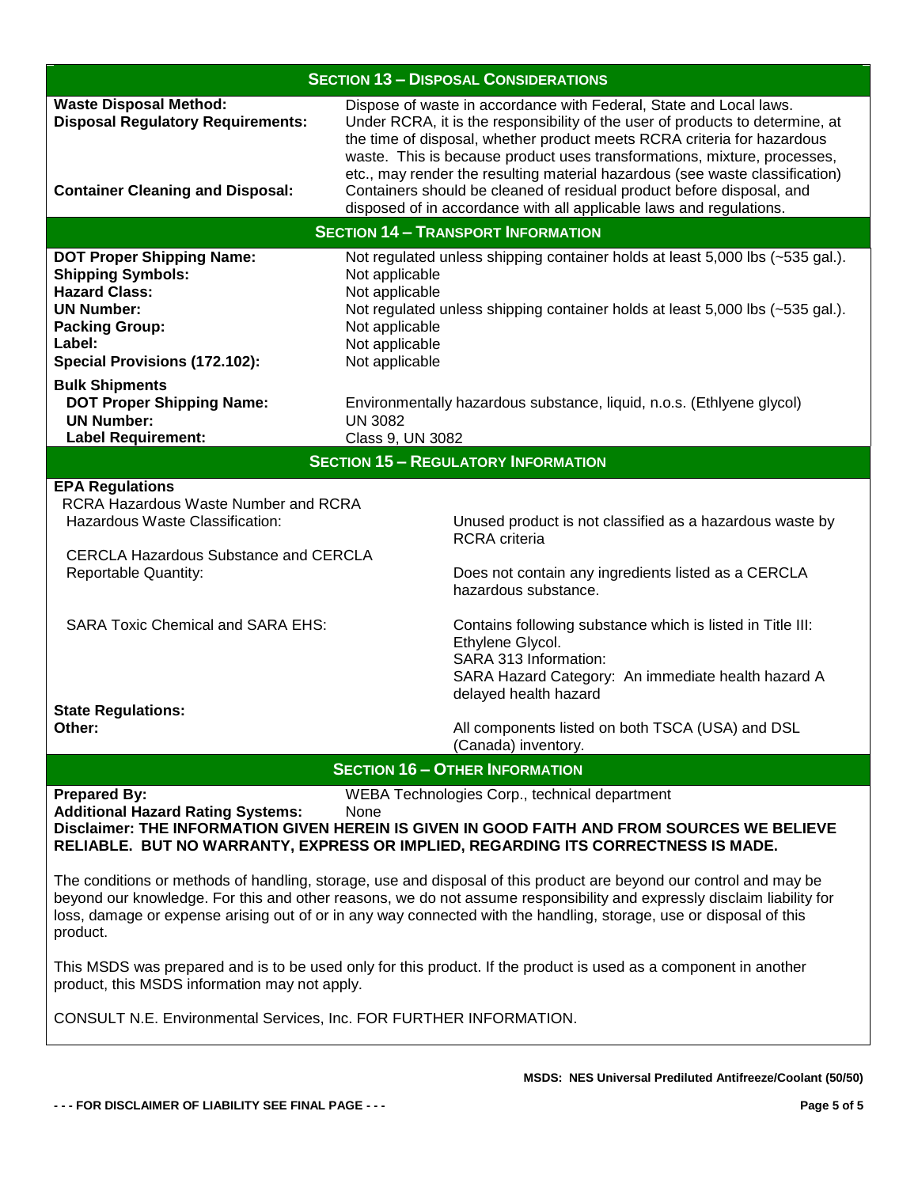## SECTION 13 – DISPOSAL CONSIDERATIONS

| | |
|---|---|
| **Waste Disposal Method:** | Dispose of waste in accordance with Federal, State and Local laws. |
| **Disposal Regulatory Requirements:** | Under RCRA, it is the responsibility of the user of products to determine, at the time of disposal, whether product meets RCRA criteria for hazardous waste. This is because product uses transformations, mixture, processes, etc., may render the resulting material hazardous (see waste classification) |
| **Container Cleaning and Disposal:** | Containers should be cleaned of residual product before disposal, and disposed of in accordance with all applicable laws and regulations. |

## SECTION 14 – TRANSPORT INFORMATION

| | |
|---|---|
| **DOT Proper Shipping Name:** | Not regulated unless shipping container holds at least 5,000 lbs (~535 gal.). |
| **Shipping Symbols:** | Not applicable |
| **Hazard Class:** | Not applicable |
| **UN Number:** | Not regulated unless shipping container holds at least 5,000 lbs (~535 gal.). |
| **Packing Group:** | Not applicable |
| **Label:** | Not applicable |
| **Special Provisions (172.102):** | Not applicable |
| **Bulk Shipments** | |
| **DOT Proper Shipping Name:** | Environmentally hazardous substance, liquid, n.o.s. (Ethlyene glycol) |
| **UN Number:** | UN 3082 |
| **Label Requirement:** | Class 9, UN 3082 |

## SECTION 15 – REGULATORY INFORMATION

**EPA Regulations**

| | |
|---|---|
| RCRA Hazardous Waste Number and RCRA Hazardous Waste Classification: | Unused product is not classified as a hazardous waste by RCRA criteria |
| CERCLA Hazardous Substance and CERCLA Reportable Quantity: | Does not contain any ingredients listed as a CERCLA hazardous substance. |
| SARA Toxic Chemical and SARA EHS: | Contains following substance which is listed in Title III: Ethylene Glycol.<br>SARA 313 Information:<br>SARA Hazard Category: An immediate health hazard A delayed health hazard |
| **State Regulations:** | |
| **Other:** | All components listed on both TSCA (USA) and DSL (Canada) inventory. |

## SECTION 16 – OTHER INFORMATION

**Prepared By:** WEBA Technologies Corp., technical department

**Additional Hazard Rating Systems:** None

**Disclaimer: THE INFORMATION GIVEN HEREIN IS GIVEN IN GOOD FAITH AND FROM SOURCES WE BELIEVE RELIABLE. BUT NO WARRANTY, EXPRESS OR IMPLIED, REGARDING ITS CORRECTNESS IS MADE.**

The conditions or methods of handling, storage, use and disposal of this product are beyond our control and may be beyond our knowledge. For this and other reasons, we do not assume responsibility and expressly disclaim liability for loss, damage or expense arising out of or in any way connected with the handling, storage, use or disposal of this product.

This MSDS was prepared and is to be used only for this product. If the product is used as a component in another product, this MSDS information may not apply.

CONSULT N.E. Environmental Services, Inc. FOR FURTHER INFORMATION.